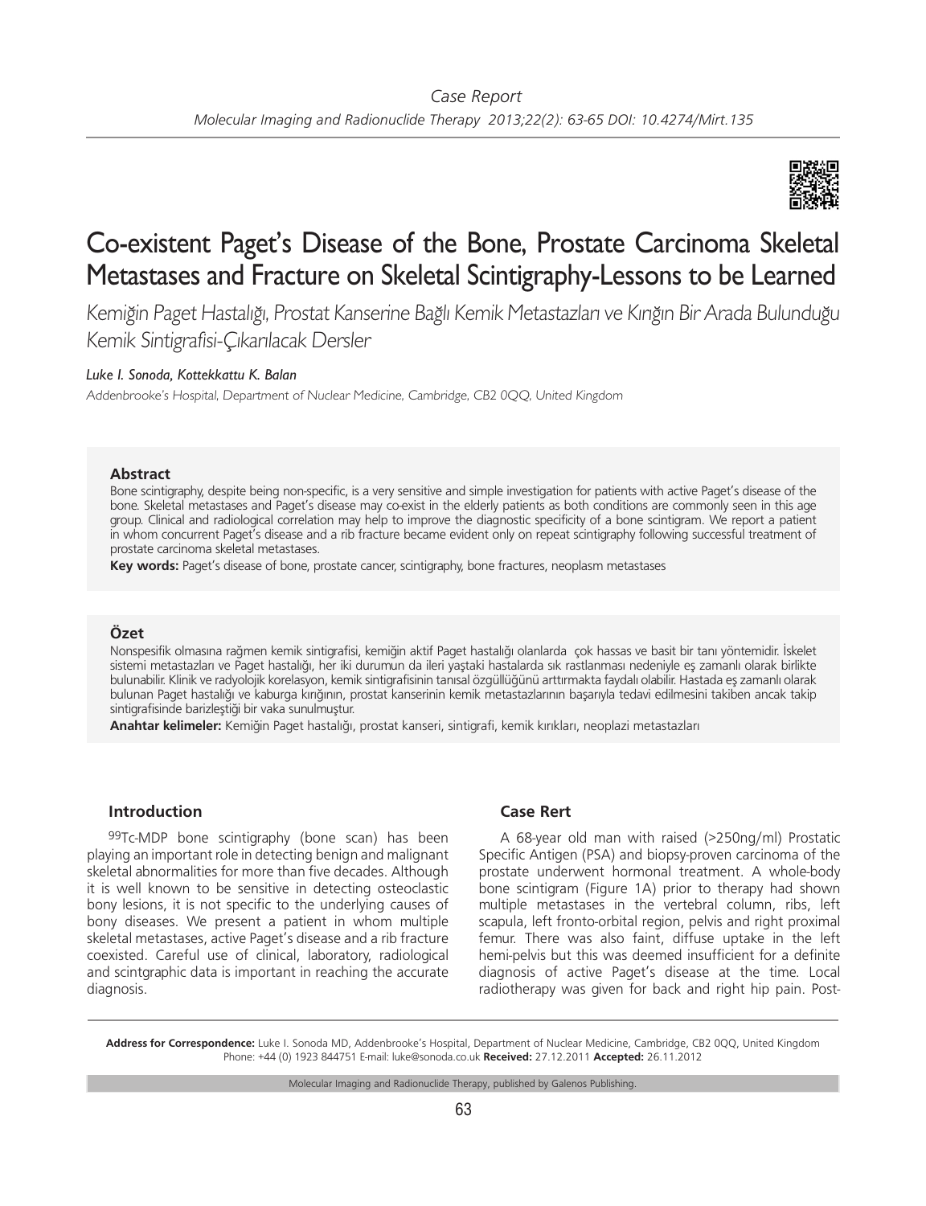Case Report

# Co-existent Paget's Disease of the Bone, Prostate Carcinoma Skeletal Metastases and Fracture on Skeletal Scintigraphy-Lessons to be Learned

*Kemiğin Paget Hastalığı, Prostat Kanserine Bağlı Kemik Metastazları ve Kırığın Bir Arada Bulunduğu Kemik Sintigrafisi-Çıkarılacak Dersler*

***Luke I. Sonoda, Kottekkattu K. Balan***

*Addenbrooke's Hospital, Department of Nuclear Medicine, Cambridge, CB2 0QQ, United Kingdom*

### Abstract

Bone scintigraphy, despite being non-specific, is a very sensitive and simple investigation for patients with active Paget's disease of the bone. Skeletal metastases and Paget's disease may co-exist in the elderly patients as both conditions are commonly seen in this age group. Clinical and radiological correlation may help to improve the diagnostic specificity of a bone scintigram. We report a patient in whom concurrent Paget's disease and a rib fracture became evident only on repeat scintigraphy following successful treatment of prostate carcinoma skeletal metastases.

**Key words:** Paget's disease of bone, prostate cancer, scintigraphy, bone fractures, neoplasm metastases

### Özet

Nonspesifik olmasına rağmen kemik sintigrafisi, kemiğin aktif Paget hastalığı olanlarda çok hassas ve basit bir tanı yöntemidir. İskelet sistemi metastazları ve Paget hastalığı, her iki durumun da ileri yaştaki hastalarda sık rastlanması nedeniyle eş zamanlı olarak birlikte bulunabilir. Klinik ve radyolojik korelasyon, kemik sintigrafisinin tanısal özgüllüğünü arttırmakta faydalı olabilir. Hastada eş zamanlı olarak bulunan Paget hastalığı ve kaburga kırığının, prostat kanserinin kemik metastazlarının başarıyla tedavi edilmesini takiben ancak takip sintigrafisinde barizleştiği bir vaka sunulmuştur.

**Anahtar kelimeler:** Kemiğin Paget hastalığı, prostat kanseri, sintigrafi, kemik kırıkları, neoplazi metastazları

## Introduction

$^{99}$Tc-MDP bone scintigraphy (bone scan) has been playing an important role in detecting benign and malignant skeletal abnormalities for more than five decades. Although it is well known to be sensitive in detecting osteoclastic bony lesions, it is not specific to the underlying causes of bony diseases. We present a patient in whom multiple skeletal metastases, active Paget's disease and a rib fracture coexisted. Careful use of clinical, laboratory, radiological and scintgraphic data is important in reaching the accurate diagnosis.

## Case Rert

A 68-year old man with raised (>250ng/ml) Prostatic Specific Antigen (PSA) and biopsy-proven carcinoma of the prostate underwent hormonal treatment. A whole-body bone scintigram (Figure 1A) prior to therapy had shown multiple metastases in the vertebral column, ribs, left scapula, left fronto-orbital region, pelvis and right proximal femur. There was also faint, diffuse uptake in the left hemi-pelvis but this was deemed insufficient for a definite diagnosis of active Paget's disease at the time. Local radiotherapy was given for back and right hip pain. Post-

**Address for Correspondence:** Luke I. Sonoda MD, Addenbrooke's Hospital, Department of Nuclear Medicine, Cambridge, CB2 0QQ, United Kingdom Phone: +44 (0) 1923 844751 E-mail: luke@sonoda.co.uk **Received:** 27.12.2011 **Accepted:** 26.11.2012

Molecular Imaging and Radionuclide Therapy, published by Galenos Publishing.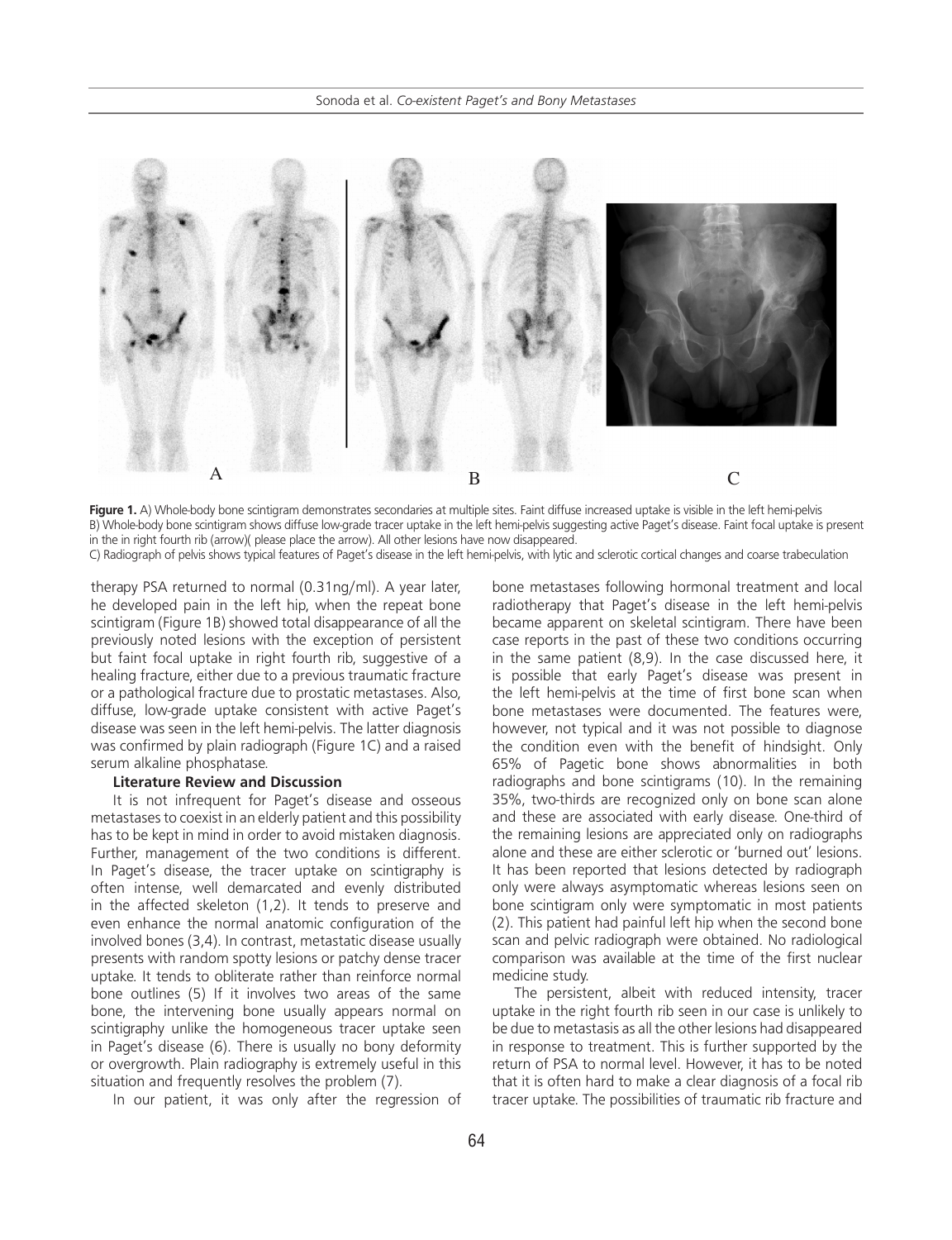**Figure 1.** A) Whole-body bone scintigram demonstrates secondaries at multiple sites. Faint diffuse increased uptake is visible in the left hemi-pelvis
B) Whole-body bone scintigram shows diffuse low-grade tracer uptake in the left hemi-pelvis suggesting active Paget's disease. Faint focal uptake is present in the in right fourth rib (arrow)( please place the arrow). All other lesions have now disappeared.
C) Radiograph of pelvis shows typical features of Paget's disease in the left hemi-pelvis, with lytic and sclerotic cortical changes and coarse trabeculation

therapy PSA returned to normal (0.31ng/ml). A year later, he developed pain in the left hip, when the repeat bone scintigram (Figure 1B) showed total disappearance of all the previously noted lesions with the exception of persistent but faint focal uptake in right fourth rib, suggestive of a healing fracture, either due to a previous traumatic fracture or a pathological fracture due to prostatic metastases. Also, diffuse, low-grade uptake consistent with active Paget's disease was seen in the left hemi-pelvis. The latter diagnosis was confirmed by plain radiograph (Figure 1C) and a raised serum alkaline phosphatase.

### Literature Review and Discussion

It is not infrequent for Paget's disease and osseous metastases to coexist in an elderly patient and this possibility has to be kept in mind in order to avoid mistaken diagnosis. Further, management of the two conditions is different. In Paget's disease, the tracer uptake on scintigraphy is often intense, well demarcated and evenly distributed in the affected skeleton (1,2). It tends to preserve and even enhance the normal anatomic configuration of the involved bones (3,4). In contrast, metastatic disease usually presents with random spotty lesions or patchy dense tracer uptake. It tends to obliterate rather than reinforce normal bone outlines (5) If it involves two areas of the same bone, the intervening bone usually appears normal on scintigraphy unlike the homogeneous tracer uptake seen in Paget's disease (6). There is usually no bony deformity or overgrowth. Plain radiography is extremely useful in this situation and frequently resolves the problem (7).

In our patient, it was only after the regression of bone metastases following hormonal treatment and local radiotherapy that Paget's disease in the left hemi-pelvis became apparent on skeletal scintigram. There have been case reports in the past of these two conditions occurring in the same patient (8,9). In the case discussed here, it is possible that early Paget's disease was present in the left hemi-pelvis at the time of first bone scan when bone metastases were documented. The features were, however, not typical and it was not possible to diagnose the condition even with the benefit of hindsight. Only 65% of Pagetic bone shows abnormalities in both radiographs and bone scintigrams (10). In the remaining 35%, two-thirds are recognized only on bone scan alone and these are associated with early disease. One-third of the remaining lesions are appreciated only on radiographs alone and these are either sclerotic or 'burned out' lesions. It has been reported that lesions detected by radiograph only were always asymptomatic whereas lesions seen on bone scintigram only were symptomatic in most patients (2). This patient had painful left hip when the second bone scan and pelvic radiograph were obtained. No radiological comparison was available at the time of the first nuclear medicine study.

The persistent, albeit with reduced intensity, tracer uptake in the right fourth rib seen in our case is unlikely to be due to metastasis as all the other lesions had disappeared in response to treatment. This is further supported by the return of PSA to normal level. However, it has to be noted that it is often hard to make a clear diagnosis of a focal rib tracer uptake. The possibilities of traumatic rib fracture and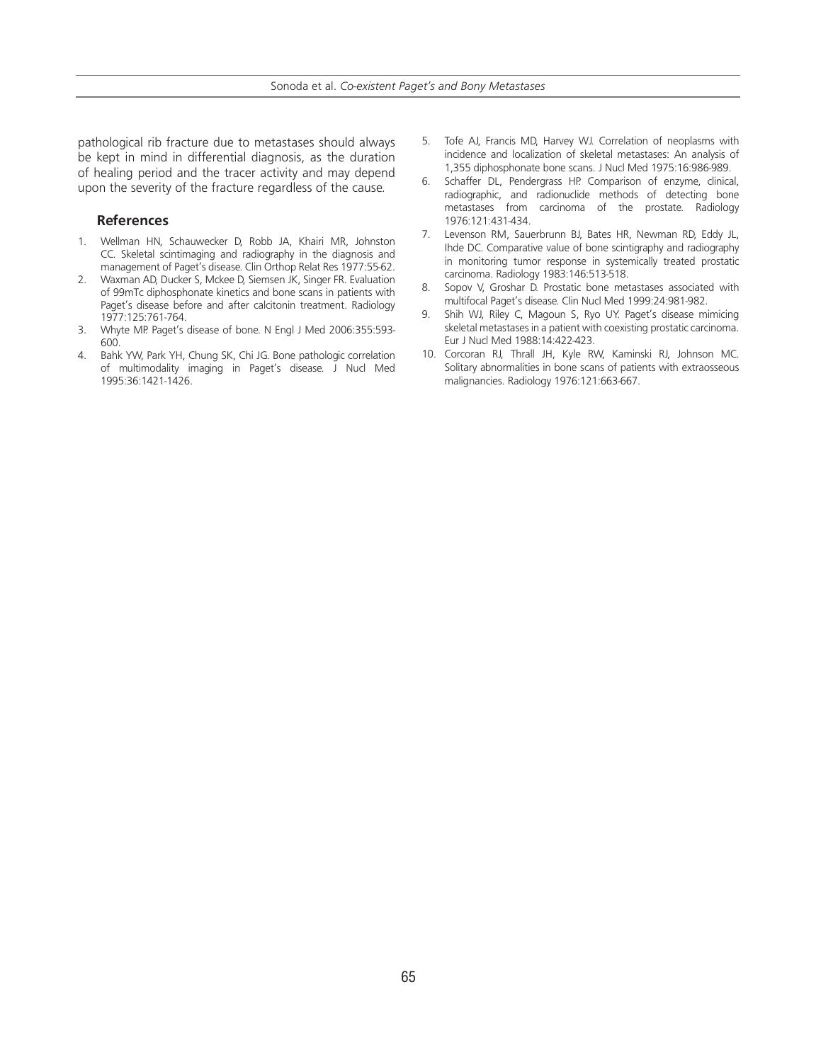pathological rib fracture due to metastases should always be kept in mind in differential diagnosis, as the duration of healing period and the tracer activity and may depend upon the severity of the fracture regardless of the cause.

## References

1. Wellman HN, Schauwecker D, Robb JA, Khairi MR, Johnston CC. Skeletal scintimaging and radiography in the diagnosis and management of Paget's disease. Clin Orthop Relat Res 1977:55-62.
2. Waxman AD, Ducker S, Mckee D, Siemsen JK, Singer FR. Evaluation of 99mTc diphosphonate kinetics and bone scans in patients with Paget's disease before and after calcitonin treatment. Radiology 1977:125:761-764.
3. Whyte MP. Paget's disease of bone. N Engl J Med 2006:355:593-600.
4. Bahk YW, Park YH, Chung SK, Chi JG. Bone pathologic correlation of multimodality imaging in Paget's disease. J Nucl Med 1995:36:1421-1426.
5. Tofe AJ, Francis MD, Harvey WJ. Correlation of neoplasms with incidence and localization of skeletal metastases: An analysis of 1,355 diphosphonate bone scans. J Nucl Med 1975:16:986-989.
6. Schaffer DL, Pendergrass HP. Comparison of enzyme, clinical, radiographic, and radionuclide methods of detecting bone metastases from carcinoma of the prostate. Radiology 1976:121:431-434.
7. Levenson RM, Sauerbrunn BJ, Bates HR, Newman RD, Eddy JL, Ihde DC. Comparative value of bone scintigraphy and radiography in monitoring tumor response in systemically treated prostatic carcinoma. Radiology 1983:146:513-518.
8. Sopov V, Groshar D. Prostatic bone metastases associated with multifocal Paget's disease. Clin Nucl Med 1999:24:981-982.
9. Shih WJ, Riley C, Magoun S, Ryo UY. Paget's disease mimicing skeletal metastases in a patient with coexisting prostatic carcinoma. Eur J Nucl Med 1988:14:422-423.
10. Corcoran RJ, Thrall JH, Kyle RW, Kaminski RJ, Johnson MC. Solitary abnormalities in bone scans of patients with extraosseous malignancies. Radiology 1976:121:663-667.